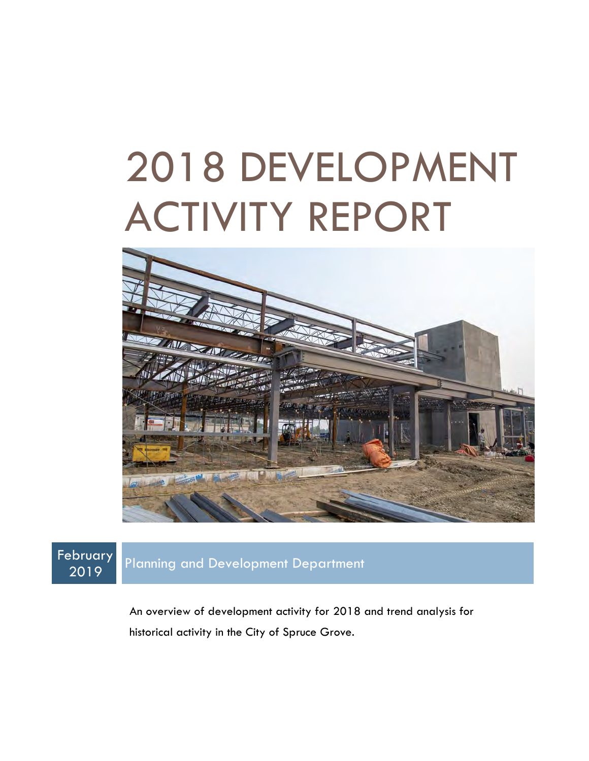# 2018 DEVELOPMENT ACTIVITY REPORT

February 2019

Planning and Development Department

An overview of development activity for 2018 and trend analysis for historical activity in the City of Spruce Grove.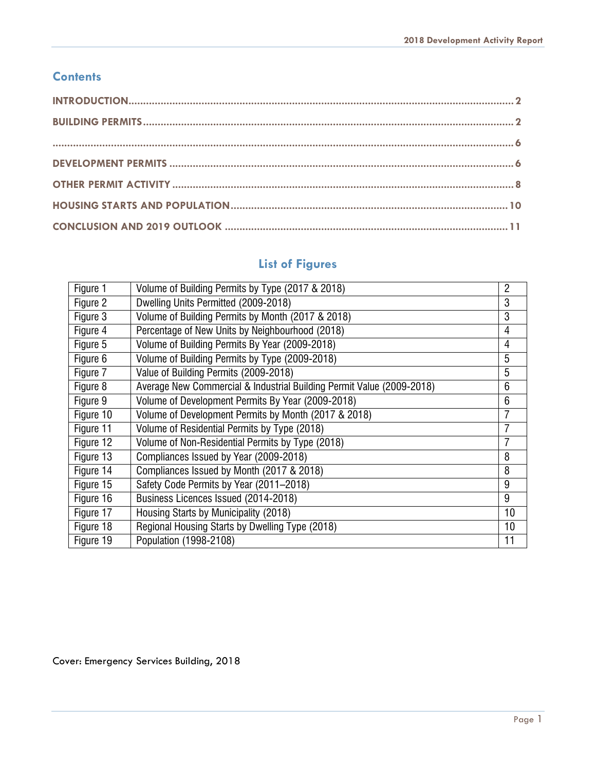## Contents

**INTRODUCTION** .......... 2

**BUILDING PERMITS** .......... 2

.......... 6

**DEVELOPMENT PERMITS** .......... 6

**OTHER PERMIT ACTIVITY** .......... 8

**HOUSING STARTS AND POPULATION** .......... 10

**CONCLUSION AND 2019 OUTLOOK** .......... 11

## List of Figures

| | | |
|---|---|---|
| Figure 1 | Volume of Building Permits by Type (2017 & 2018) | 2 |
| Figure 2 | Dwelling Units Permitted (2009-2018) | 3 |
| Figure 3 | Volume of Building Permits by Month (2017 & 2018) | 3 |
| Figure 4 | Percentage of New Units by Neighbourhood (2018) | 4 |
| Figure 5 | Volume of Building Permits By Year (2009-2018) | 4 |
| Figure 6 | Volume of Building Permits by Type (2009-2018) | 5 |
| Figure 7 | Value of Building Permits (2009-2018) | 5 |
| Figure 8 | Average New Commercial & Industrial Building Permit Value (2009-2018) | 6 |
| Figure 9 | Volume of Development Permits By Year (2009-2018) | 6 |
| Figure 10 | Volume of Development Permits by Month (2017 & 2018) | 7 |
| Figure 11 | Volume of Residential Permits by Type (2018) | 7 |
| Figure 12 | Volume of Non-Residential Permits by Type (2018) | 7 |
| Figure 13 | Compliances Issued by Year (2009-2018) | 8 |
| Figure 14 | Compliances Issued by Month (2017 & 2018) | 8 |
| Figure 15 | Safety Code Permits by Year (2011–2018) | 9 |
| Figure 16 | Business Licences Issued (2014-2018) | 9 |
| Figure 17 | Housing Starts by Municipality (2018) | 10 |
| Figure 18 | Regional Housing Starts by Dwelling Type (2018) | 10 |
| Figure 19 | Population (1998-2108) | 11 |

Cover: Emergency Services Building, 2018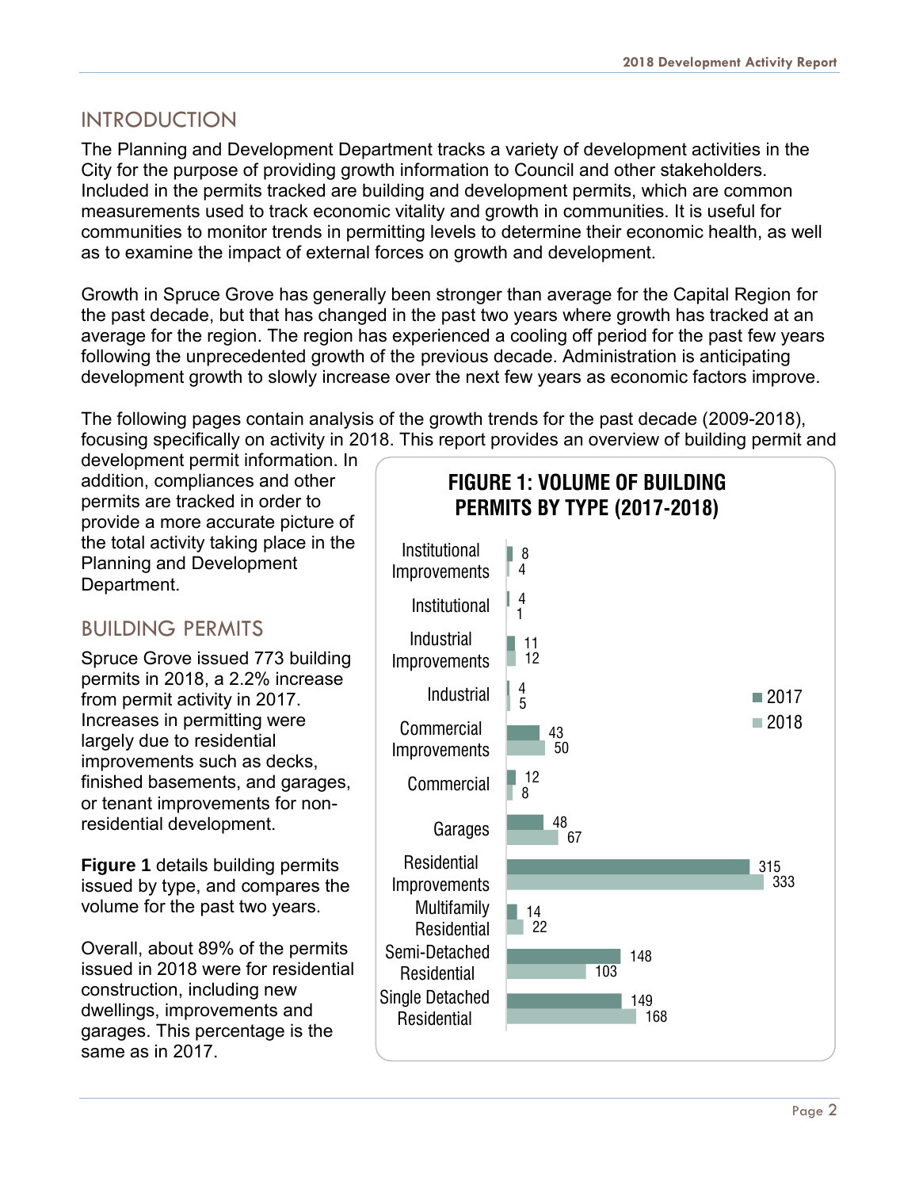## INTRODUCTION

The Planning and Development Department tracks a variety of development activities in the City for the purpose of providing growth information to Council and other stakeholders. Included in the permits tracked are building and development permits, which are common measurements used to track economic vitality and growth in communities. It is useful for communities to monitor trends in permitting levels to determine their economic health, as well as to examine the impact of external forces on growth and development.

Growth in Spruce Grove has generally been stronger than average for the Capital Region for the past decade, but that has changed in the past two years where growth has tracked at an average for the region. The region has experienced a cooling off period for the past few years following the unprecedented growth of the previous decade. Administration is anticipating development growth to slowly increase over the next few years as economic factors improve.

The following pages contain analysis of the growth trends for the past decade (2009-2018), focusing specifically on activity in 2018. This report provides an overview of building permit and development permit information. In addition, compliances and other permits are tracked in order to provide a more accurate picture of the total activity taking place in the Planning and Development Department.

## BUILDING PERMITS

Spruce Grove issued 773 building permits in 2018, a 2.2% increase from permit activity in 2017. Increases in permitting were largely due to residential improvements such as decks, finished basements, and garages, or tenant improvements for non-residential development.

**Figure 1** details building permits issued by type, and compares the volume for the past two years.

Overall, about 89% of the permits issued in 2018 were for residential construction, including new dwellings, improvements and garages. This percentage is the same as in 2017.

**FIGURE 1: VOLUME OF BUILDING PERMITS BY TYPE (2017-2018)**

| Type | 2017 | 2018 |
| --- | --- | --- |
| Institutional Improvements | 8 | 4 |
| Institutional | 4 | 1 |
| Industrial Improvements | 11 | 12 |
| Industrial | 4 | 5 |
| Commercial Improvements | 43 | 50 |
| Commercial | 12 | 8 |
| Garages | 48 | 67 |
| Residential Improvements | 315 | 333 |
| Multifamily Residential | 14 | 22 |
| Semi-Detached Residential | 148 | 103 |
| Single Detached Residential | 149 | 168 |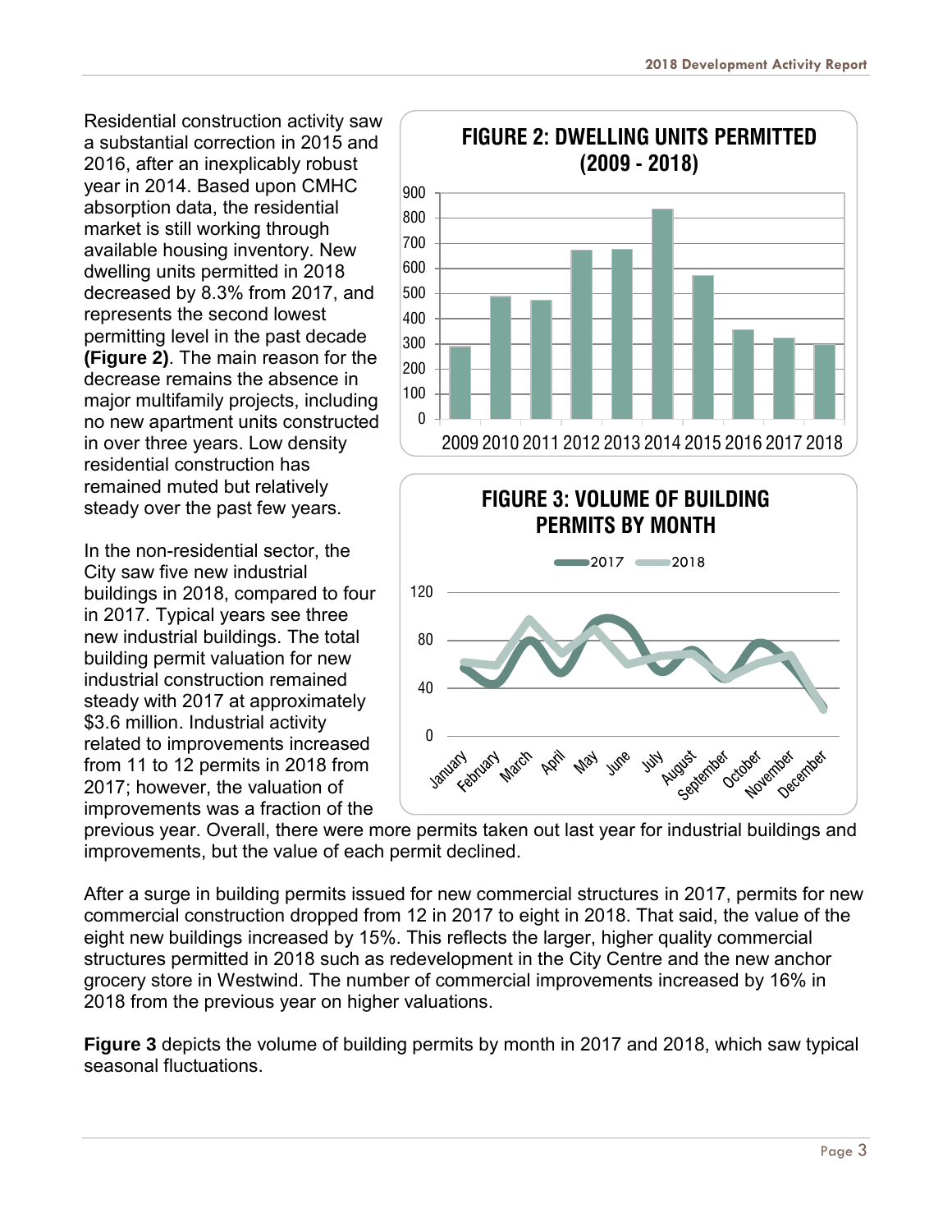Residential construction activity saw a substantial correction in 2015 and 2016, after an inexplicably robust year in 2014. Based upon CMHC absorption data, the residential market is still working through available housing inventory. New dwelling units permitted in 2018 decreased by 8.3% from 2017, and represents the second lowest permitting level in the past decade **(Figure 2)**. The main reason for the decrease remains the absence in major multifamily projects, including no new apartment units constructed in over three years. Low density residential construction has remained muted but relatively steady over the past few years.

**FIGURE 2: DWELLING UNITS PERMITTED (2009 - 2018)**

**FIGURE 3: VOLUME OF BUILDING PERMITS BY MONTH**

In the non-residential sector, the City saw five new industrial buildings in 2018, compared to four in 2017. Typical years see three new industrial buildings. The total building permit valuation for new industrial construction remained steady with 2017 at approximately $3.6 million. Industrial activity related to improvements increased from 11 to 12 permits in 2018 from 2017; however, the valuation of the improvements was a fraction of the previous year. Overall, there were more permits taken out last year for industrial buildings and improvements, but the value of each permit declined.

After a surge in building permits issued for new commercial structures in 2017, permits for new commercial construction dropped from 12 in 2017 to eight in 2018. That said, the value of the eight new buildings increased by 15%. This reflects the larger, higher quality commercial structures permitted in 2018 such as redevelopment in the City Centre and the new anchor grocery store in Westwind. The number of commercial improvements increased by 16% in 2018 from the previous year on higher valuations.

**Figure 3** depicts the volume of building permits by month in 2017 and 2018, which saw typical seasonal fluctuations.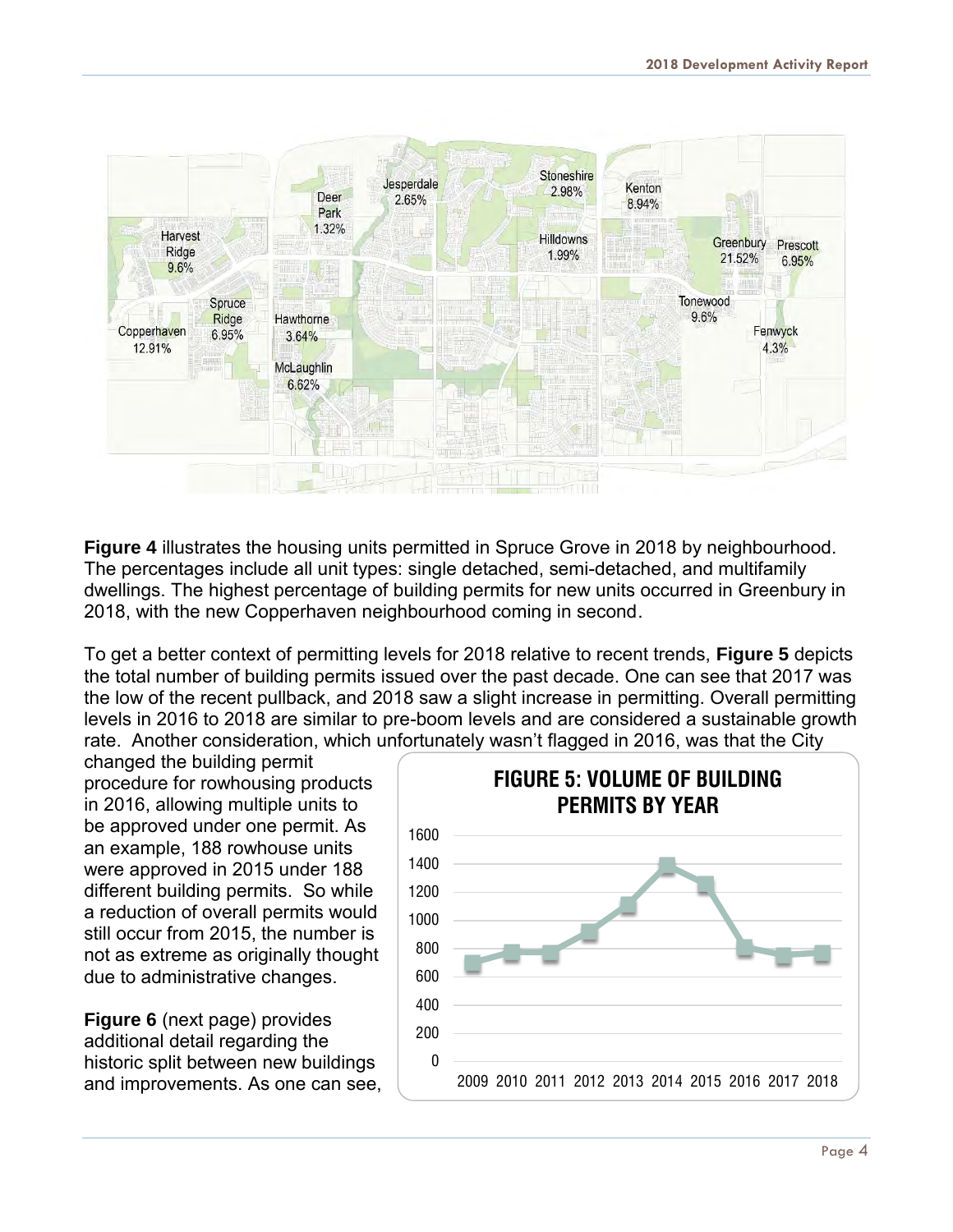Figure 4 map labels (housing units permitted in 2018 by neighbourhood):

- Harvest Ridge 9.6%
- Copperhaven 12.91%
- Spruce Ridge 6.95%
- Deer Park 1.32%
- Hawthorne 3.64%
- McLaughlin 6.62%
- Jesperdale 2.65%
- Stoneshire 2.98%
- Hilldowns 1.99%
- Kenton 8.94%
- Greenbury 21.52%
- Prescott 6.95%
- Tonewood 9.6%
- Fenwyck 4.3%

**Figure 4** illustrates the housing units permitted in Spruce Grove in 2018 by neighbourhood. The percentages include all unit types: single detached, semi-detached, and multifamily dwellings. The highest percentage of building permits for new units occurred in Greenbury in 2018, with the new Copperhaven neighbourhood coming in second.

To get a better context of permitting levels for 2018 relative to recent trends, **Figure 5** depicts the total number of building permits issued over the past decade. One can see that 2017 was the low of the recent pullback, and 2018 saw a slight increase in permitting. Overall permitting levels in 2016 to 2018 are similar to pre-boom levels and are considered a sustainable growth rate. Another consideration, which unfortunately wasn't flagged in 2016, was that the City changed the building permit procedure for rowhousing products in 2016, allowing multiple units to be approved under one permit. As an example, 188 rowhouse units were approved in 2015 under 188 different building permits. So while a reduction of overall permits would still occur from 2015, the number is not as extreme as originally thought due to administrative changes.

**FIGURE 5: VOLUME OF BUILDING PERMITS BY YEAR**

Line chart; y-axis 0–1600; x-axis 2009–2018.

**Figure 6** (next page) provides additional detail regarding the historic split between new buildings and improvements. As one can see,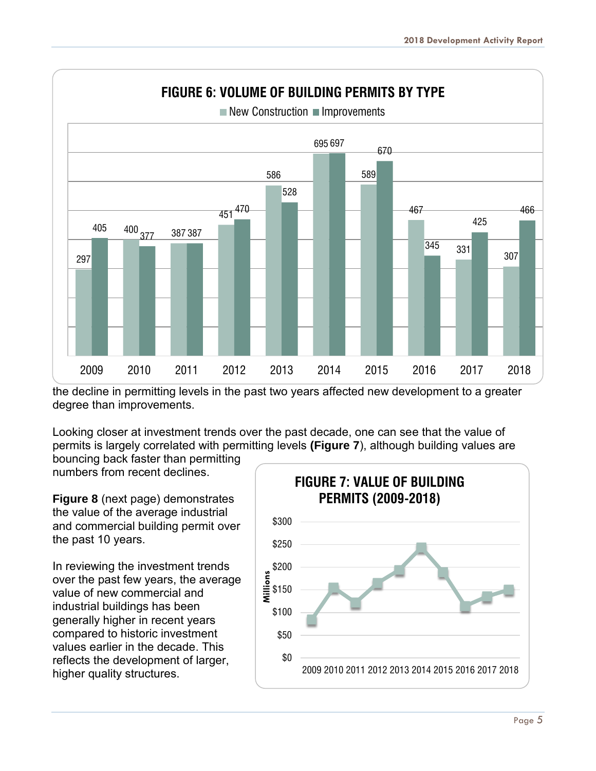**FIGURE 6: VOLUME OF BUILDING PERMITS BY TYPE**

| Year | New Construction | Improvements |
|---|---|---|
| 2009 | 297 | 405 |
| 2010 | 400 | 377 |
| 2011 | 387 | 387 |
| 2012 | 451 | 470 |
| 2013 | 586 | 528 |
| 2014 | 695 | 697 |
| 2015 | 589 | 670 |
| 2016 | 467 | 345 |
| 2017 | 331 | 425 |
| 2018 | 307 | 466 |

the decline in permitting levels in the past two years affected new development to a greater degree than improvements.

Looking closer at investment trends over the past decade, one can see that the value of permits is largely correlated with permitting levels **(Figure 7**), although building values are bouncing back faster than permitting numbers from recent declines.

**Figure 8** (next page) demonstrates the value of the average industrial and commercial building permit over the past 10 years.

In reviewing the investment trends over the past few years, the average value of new commercial and industrial buildings has been generally higher in recent years compared to historic investment values earlier in the decade. This reflects the development of larger, higher quality structures.

**FIGURE 7: VALUE OF BUILDING PERMITS (2009-2018)**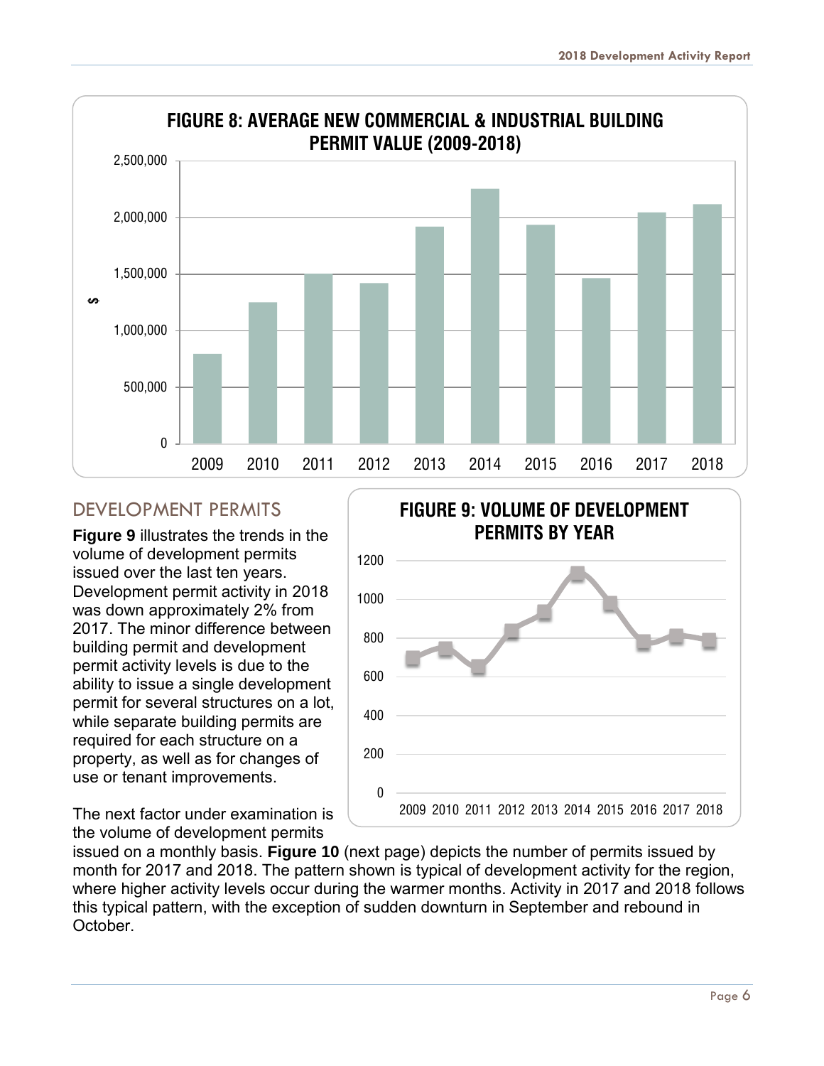**FIGURE 8: AVERAGE NEW COMMERCIAL & INDUSTRIAL BUILDING PERMIT VALUE (2009-2018)**

## DEVELOPMENT PERMITS

**Figure 9** illustrates the trends in the volume of development permits issued over the last ten years. Development permit activity in 2018 was down approximately 2% from 2017. The minor difference between building permit and development permit activity levels is due to the ability to issue a single development permit for several structures on a lot, while separate building permits are required for each structure on a property, as well as for changes of use or tenant improvements.

**FIGURE 9: VOLUME OF DEVELOPMENT PERMITS BY YEAR**

The next factor under examination is the volume of development permits issued on a monthly basis. **Figure 10** (next page) depicts the number of permits issued by month for 2017 and 2018. The pattern shown is typical of development activity for the region, where higher activity levels occur during the warmer months. Activity in 2017 and 2018 follows this typical pattern, with the exception of sudden downturn in September and rebound in October.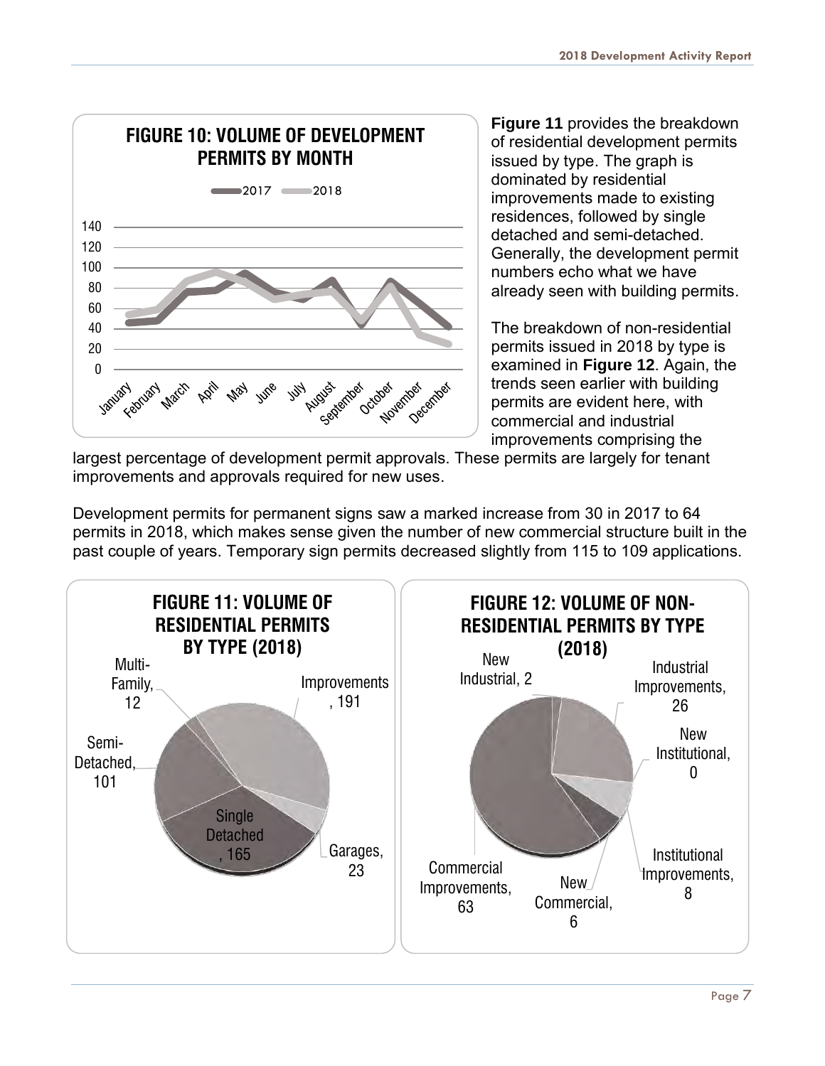**FIGURE 10: VOLUME OF DEVELOPMENT PERMITS BY MONTH**

**Figure 11** provides the breakdown of residential development permits issued by type. The graph is dominated by residential improvements made to existing residences, followed by single detached and semi-detached. Generally, the development permit numbers echo what we have already seen with building permits.

The breakdown of non-residential permits issued in 2018 by type is examined in **Figure 12**. Again, the trends seen earlier with building permits are evident here, with commercial and industrial improvements comprising the largest percentage of development permit approvals. These permits are largely for tenant improvements and approvals required for new uses.

Development permits for permanent signs saw a marked increase from 30 in 2017 to 64 permits in 2018, which makes sense given the number of new commercial structure built in the past couple of years. Temporary sign permits decreased slightly from 115 to 109 applications.

**FIGURE 11: VOLUME OF RESIDENTIAL PERMITS BY TYPE (2018)**

| Type | Permits |
|---|---|
| Improvements | 191 |
| Single Detached | 165 |
| Semi-Detached | 101 |
| Garages | 23 |
| Multi-Family | 12 |

**FIGURE 12: VOLUME OF NON-RESIDENTIAL PERMITS BY TYPE (2018)**

| Type | Permits |
|---|---|
| Commercial Improvements | 63 |
| Industrial Improvements | 26 |
| Institutional Improvements | 8 |
| New Commercial | 6 |
| New Industrial | 2 |
| New Institutional | 0 |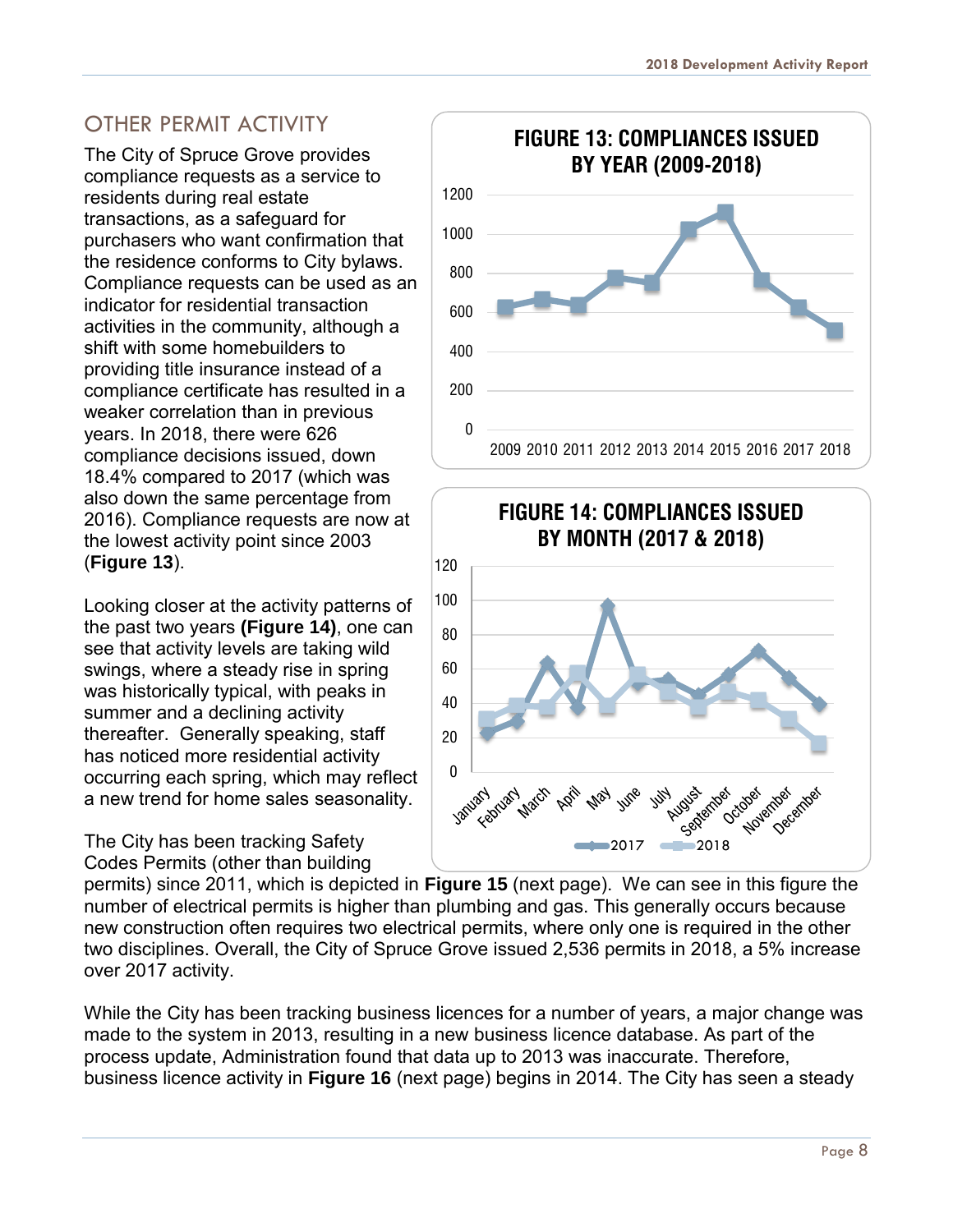## OTHER PERMIT ACTIVITY

The City of Spruce Grove provides compliance requests as a service to residents during real estate transactions, as a safeguard for purchasers who want confirmation that the residence conforms to City bylaws. Compliance requests can be used as an indicator for residential transaction activities in the community, although a shift with some homebuilders to providing title insurance instead of a compliance certificate has resulted in a weaker correlation than in previous years. In 2018, there were 626 compliance decisions issued, down 18.4% compared to 2017 (which was also down the same percentage from 2016). Compliance requests are now at the lowest activity point since 2003 (**Figure 13**).

**FIGURE 13: COMPLIANCES ISSUED BY YEAR (2009-2018)**

**FIGURE 14: COMPLIANCES ISSUED BY MONTH (2017 & 2018)**

Looking closer at the activity patterns of the past two years **(Figure 14)**, one can see that activity levels are taking wild swings, where a steady rise in spring was historically typical, with peaks in summer and a declining activity thereafter. Generally speaking, staff has noticed more residential activity occurring each spring, which may reflect a new trend for home sales seasonality.

The City has been tracking Safety Codes Permits (other than building permits) since 2011, which is depicted in **Figure 15** (next page). We can see in this figure the number of electrical permits is higher than plumbing and gas. This generally occurs because new construction often requires two electrical permits, where only one is required in the other two disciplines. Overall, the City of Spruce Grove issued 2,536 permits in 2018, a 5% increase over 2017 activity.

While the City has been tracking business licences for a number of years, a major change was made to the system in 2013, resulting in a new business licence database. As part of the process update, Administration found that data up to 2013 was inaccurate. Therefore, business licence activity in **Figure 16** (next page) begins in 2014. The City has seen a steady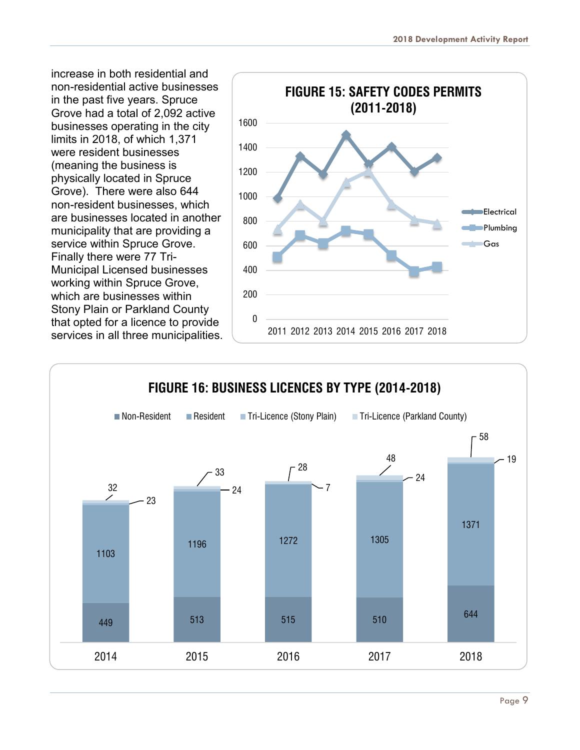increase in both residential and non-residential active businesses in the past five years. Spruce Grove had a total of 2,092 active businesses operating in the city limits in 2018, of which 1,371 were resident businesses (meaning the business is physically located in Spruce Grove). There were also 644 non-resident businesses, which are businesses located in another municipality that are providing a service within Spruce Grove. Finally there were 77 Tri-Municipal Licensed businesses working within Spruce Grove, which are businesses within Stony Plain or Parkland County that opted for a licence to provide services in all three municipalities.

**FIGURE 15: SAFETY CODES PERMITS (2011-2018)**

**FIGURE 16: BUSINESS LICENCES BY TYPE (2014-2018)**

| Year | Non-Resident | Resident | Tri-Licence (Stony Plain) | Tri-Licence (Parkland County) |
|---|---|---|---|---|
| 2014 | 449 | 1103 | 23 | 32 |
| 2015 | 513 | 1196 | 24 | 33 |
| 2016 | 515 | 1272 | 7 | 28 |
| 2017 | 510 | 1305 | 24 | 48 |
| 2018 | 644 | 1371 | 19 | 58 |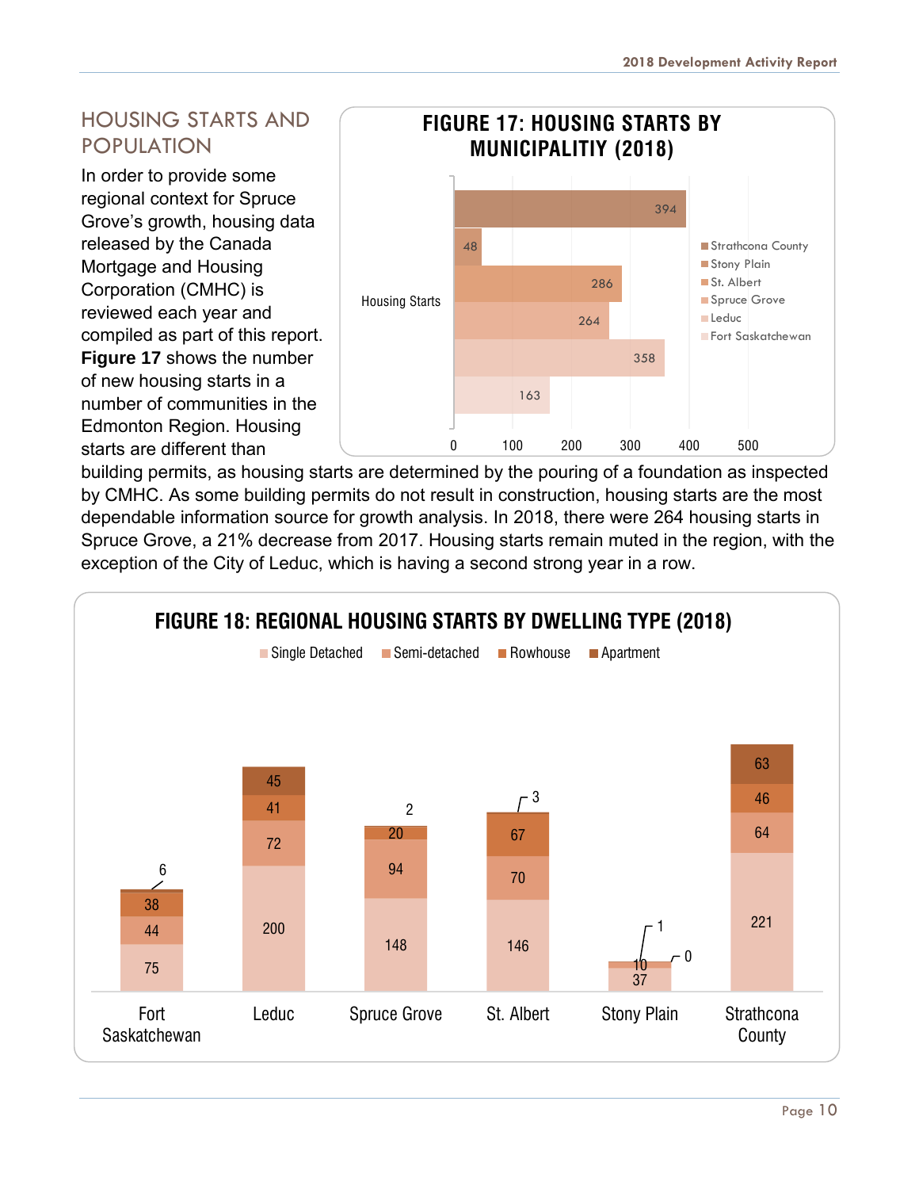## HOUSING STARTS AND POPULATION

In order to provide some regional context for Spruce Grove's growth, housing data released by the Canada Mortgage and Housing Corporation (CMHC) is reviewed each year and compiled as part of this report. **Figure 17** shows the number of new housing starts in a number of communities in the Edmonton Region. Housing starts are different than building permits, as housing starts are determined by the pouring of a foundation as inspected by CMHC. As some building permits do not result in construction, housing starts are the most dependable information source for growth analysis. In 2018, there were 264 housing starts in Spruce Grove, a 21% decrease from 2017. Housing starts remain muted in the region, with the exception of the City of Leduc, which is having a second strong year in a row.

**FIGURE 17: HOUSING STARTS BY MUNICIPALITIY (2018)**

| Municipality | Housing Starts |
|---|---|
| Strathcona County | 394 |
| Stony Plain | 48 |
| St. Albert | 286 |
| Spruce Grove | 264 |
| Leduc | 358 |
| Fort Saskatchewan | 163 |

**FIGURE 18: REGIONAL HOUSING STARTS BY DWELLING TYPE (2018)**

| Municipality | Single Detached | Semi-detached | Rowhouse | Apartment |
|---|---|---|---|---|
| Fort Saskatchewan | 75 | 44 | 38 | 6 |
| Leduc | 200 | 72 | 41 | 45 |
| Spruce Grove | 148 | 94 | 20 | 2 |
| St. Albert | 146 | 70 | 67 | 3 |
| Stony Plain | 37 | 10 | 1 | 0 |
| Strathcona County | 221 | 64 | 46 | 63 |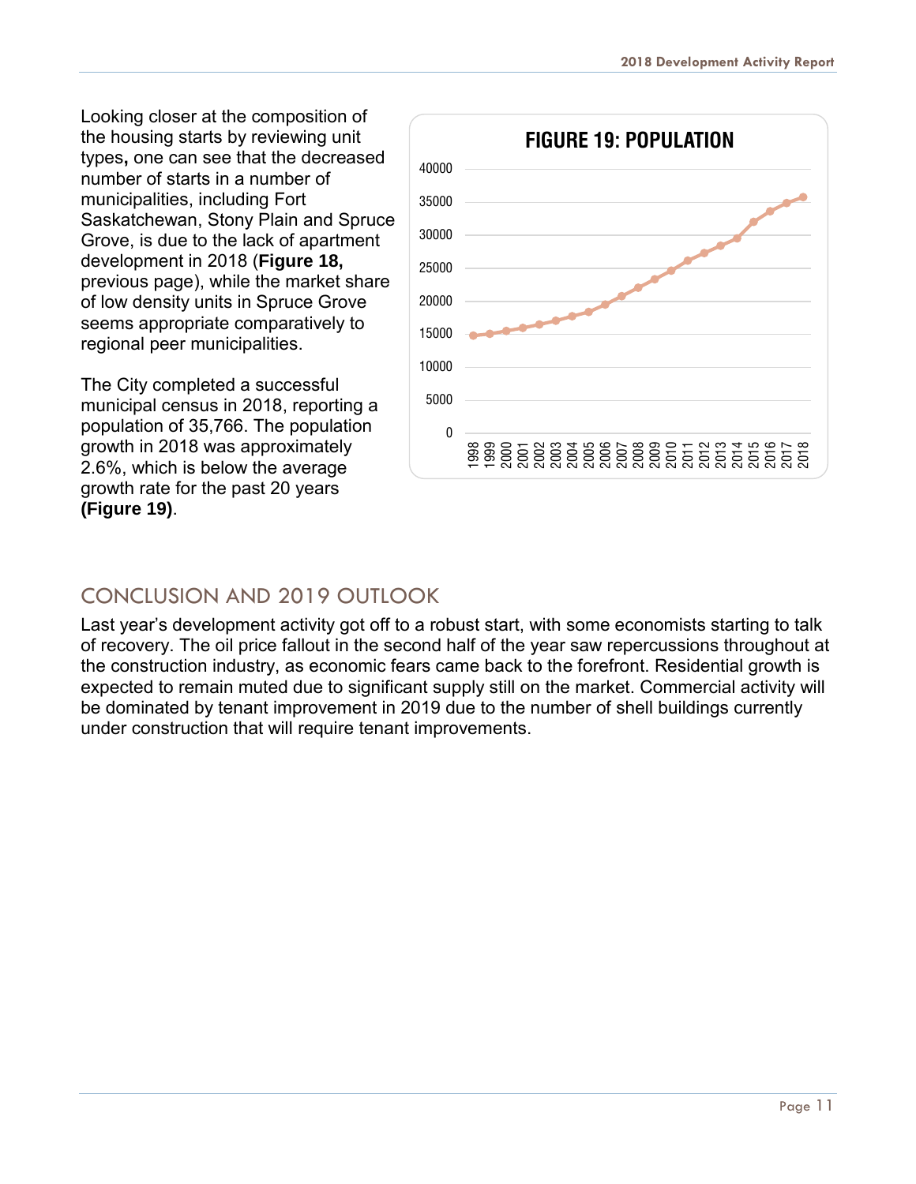Looking closer at the composition of the housing starts by reviewing unit types, one can see that the decreased number of starts in a number of municipalities, including Fort Saskatchewan, Stony Plain and Spruce Grove, is due to the lack of apartment development in 2018 (**Figure 18,** previous page), while the market share of low density units in Spruce Grove seems appropriate comparatively to regional peer municipalities.

The City completed a successful municipal census in 2018, reporting a population of 35,766. The population growth in 2018 was approximately 2.6%, which is below the average growth rate for the past 20 years **(Figure 19)**.

**FIGURE 19: POPULATION**

40000
35000
30000
25000
20000
15000
10000
5000
0

1998 1999 2000 2001 2002 2003 2004 2005 2006 2007 2008 2009 2010 2011 2012 2013 2014 2015 2016 2017 2018

## CONCLUSION AND 2019 OUTLOOK

Last year's development activity got off to a robust start, with some economists starting to talk of recovery. The oil price fallout in the second half of the year saw repercussions throughout at the construction industry, as economic fears came back to the forefront. Residential growth is expected to remain muted due to significant supply still on the market. Commercial activity will be dominated by tenant improvement in 2019 due to the number of shell buildings currently under construction that will require tenant improvements.